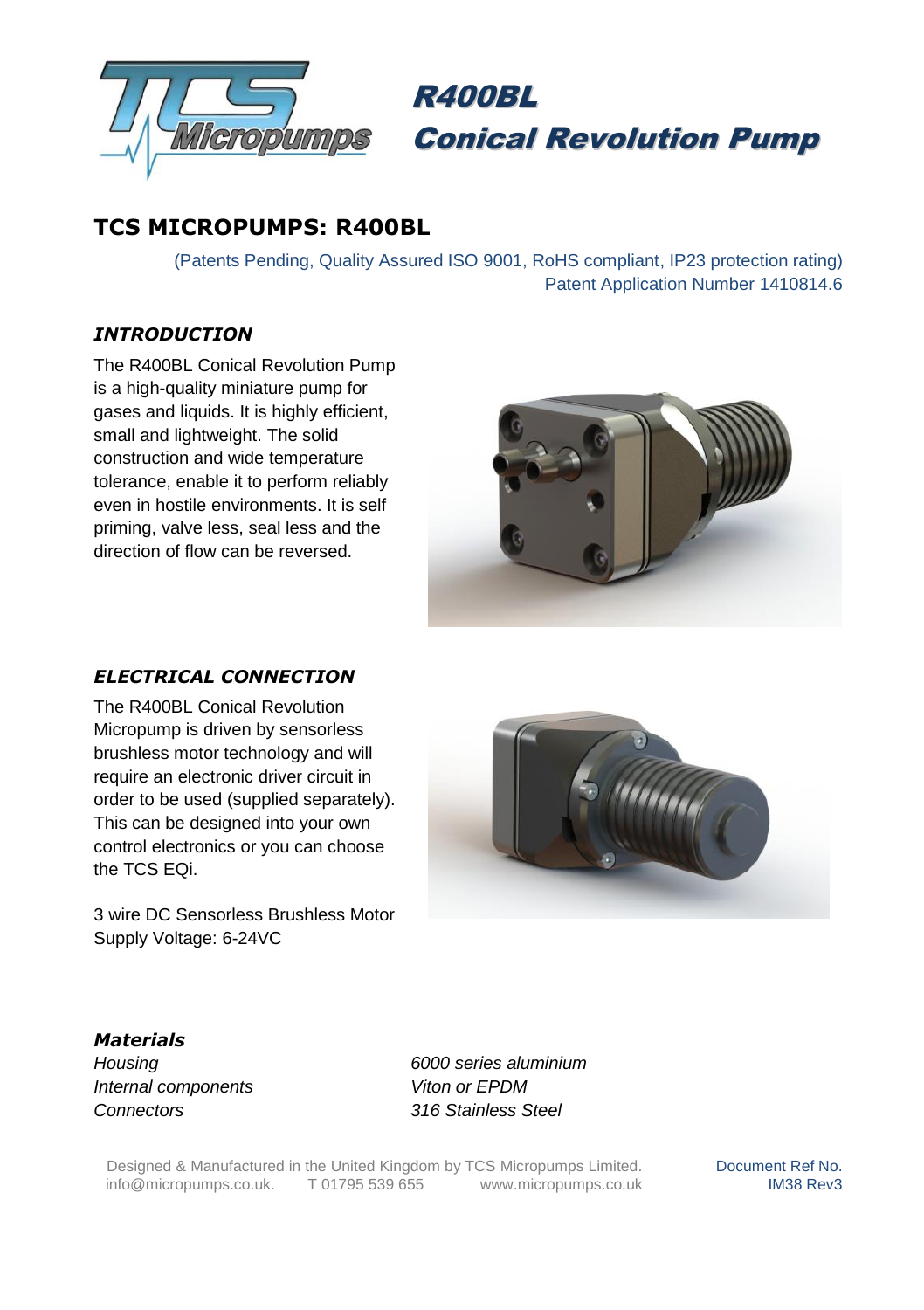# R400BL Conical Revolution Pump

## TCS MICROPUMPS: R400BL

(Patents Pending, Quality Assured ISO 9001, RoHS compliant, IP23 protection rating)
Patent Application Number 1410814.6

### *INTRODUCTION*

The R400BL Conical Revolution Pump is a high-quality miniature pump for gases and liquids. It is highly efficient, small and lightweight. The solid construction and wide temperature tolerance, enable it to perform reliably even in hostile environments. It is self priming, valve less, seal less and the direction of flow can be reversed.

### *ELECTRICAL CONNECTION*

The R400BL Conical Revolution Micropump is driven by sensorless brushless motor technology and will require an electronic driver circuit in order to be used (supplied separately). This can be designed into your own control electronics or you can choose the TCS EQi.

3 wire DC Sensorless Brushless Motor
Supply Voltage: 6-24VC

### *Materials*

| | |
|---|---|
| *Housing* | *6000 series aluminium* |
| *Internal components* | *Viton or EPDM* |
| *Connectors* | *316 Stainless Steel* |

Designed & Manufactured in the United Kingdom by TCS Micropumps Limited.
info@micropumps.co.uk. T 01795 539 655 www.micropumps.co.uk

Document Ref No.
IM38 Rev3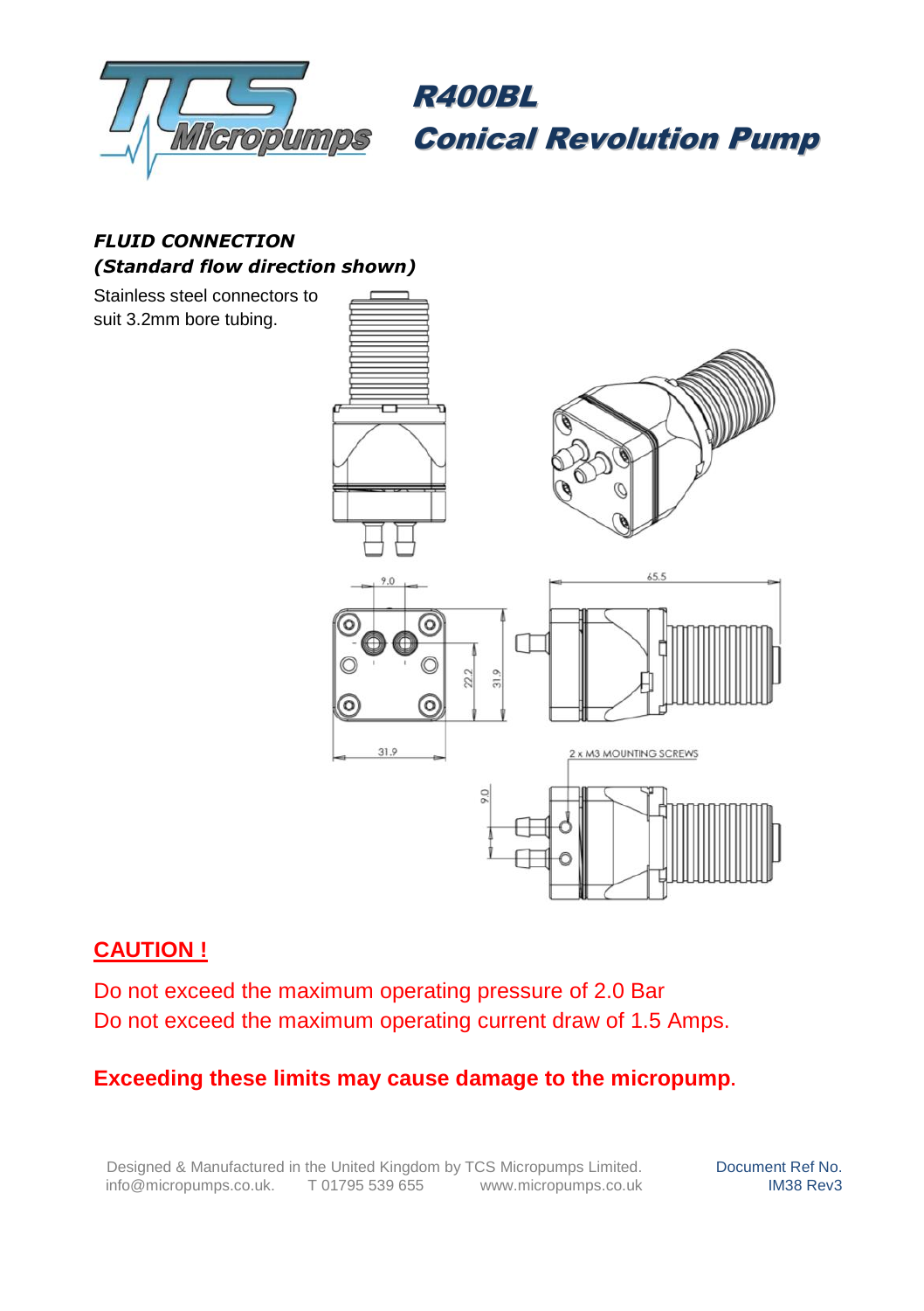# R400BL Conical Revolution Pump

***FLUID CONNECTION***
***(Standard flow direction shown)***

Stainless steel connectors to suit 3.2mm bore tubing.

9.0

65.5

22.2

31.9

31.9

2 x M3 MOUNTING SCREWS

9.0

## CAUTION !

Do not exceed the maximum operating pressure of 2.0 Bar
Do not exceed the maximum operating current draw of 1.5 Amps.

**Exceeding these limits may cause damage to the micropump.**

Designed & Manufactured in the United Kingdom by TCS Micropumps Limited.
info@micropumps.co.uk. T 01795 539 655 www.micropumps.co.uk

Document Ref No.
IM38 Rev3